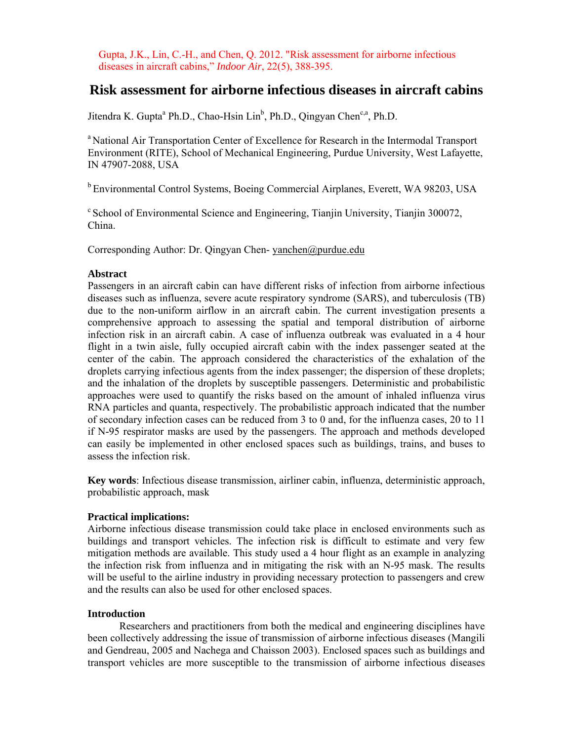Gupta, J.K., Lin, C.-H., and Chen, Q. 2012. "Risk assessment for airborne infectious diseases in aircraft cabins," *Indoor Air*, 22(5), 388-395.

# Risk assessment for airborne infectious diseases in aircraft cabins

Jitendra K. Gupta[a] Ph.D., Chao-Hsin Lin[b], Ph.D., Qingyan Chen[c,a], Ph.D.

[a] National Air Transportation Center of Excellence for Research in the Intermodal Transport Environment (RITE), School of Mechanical Engineering, Purdue University, West Lafayette, IN 47907-2088, USA

[b] Environmental Control Systems, Boeing Commercial Airplanes, Everett, WA 98203, USA

[c] School of Environmental Science and Engineering, Tianjin University, Tianjin 300072, China.

Corresponding Author: Dr. Qingyan Chen- yanchen@purdue.edu

**Abstract**

Passengers in an aircraft cabin can have different risks of infection from airborne infectious diseases such as influenza, severe acute respiratory syndrome (SARS), and tuberculosis (TB) due to the non-uniform airflow in an aircraft cabin. The current investigation presents a comprehensive approach to assessing the spatial and temporal distribution of airborne infection risk in an aircraft cabin. A case of influenza outbreak was evaluated in a 4 hour flight in a twin aisle, fully occupied aircraft cabin with the index passenger seated at the center of the cabin. The approach considered the characteristics of the exhalation of the droplets carrying infectious agents from the index passenger; the dispersion of these droplets; and the inhalation of the droplets by susceptible passengers. Deterministic and probabilistic approaches were used to quantify the risks based on the amount of inhaled influenza virus RNA particles and quanta, respectively. The probabilistic approach indicated that the number of secondary infection cases can be reduced from 3 to 0 and, for the influenza cases, 20 to 11 if N-95 respirator masks are used by the passengers. The approach and methods developed can easily be implemented in other enclosed spaces such as buildings, trains, and buses to assess the infection risk.

**Key words**: Infectious disease transmission, airliner cabin, influenza, deterministic approach, probabilistic approach, mask

**Practical implications:**

Airborne infectious disease transmission could take place in enclosed environments such as buildings and transport vehicles. The infection risk is difficult to estimate and very few mitigation methods are available. This study used a 4 hour flight as an example in analyzing the infection risk from influenza and in mitigating the risk with an N-95 mask. The results will be useful to the airline industry in providing necessary protection to passengers and crew and the results can also be used for other enclosed spaces.

**Introduction**

Researchers and practitioners from both the medical and engineering disciplines have been collectively addressing the issue of transmission of airborne infectious diseases (Mangili and Gendreau, 2005 and Nachega and Chaisson 2003). Enclosed spaces such as buildings and transport vehicles are more susceptible to the transmission of airborne infectious diseases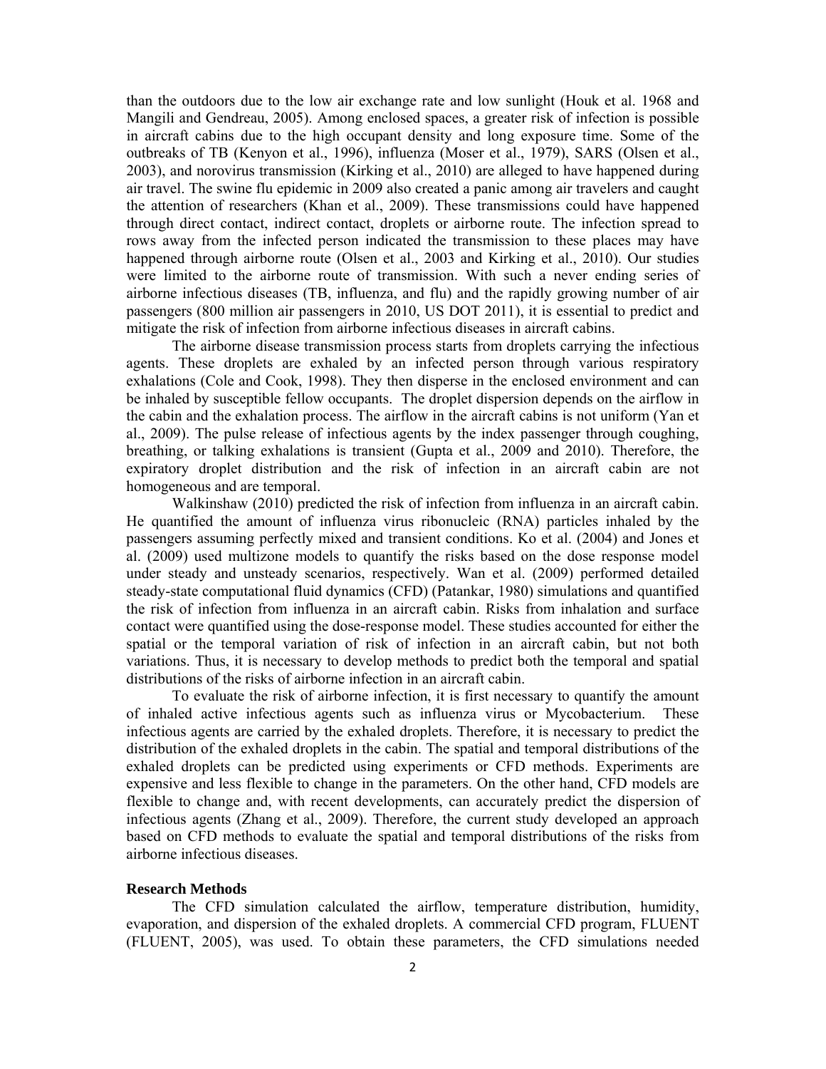than the outdoors due to the low air exchange rate and low sunlight (Houk et al. 1968 and Mangili and Gendreau, 2005). Among enclosed spaces, a greater risk of infection is possible in aircraft cabins due to the high occupant density and long exposure time. Some of the outbreaks of TB (Kenyon et al., 1996), influenza (Moser et al., 1979), SARS (Olsen et al., 2003), and norovirus transmission (Kirking et al., 2010) are alleged to have happened during air travel. The swine flu epidemic in 2009 also created a panic among air travelers and caught the attention of researchers (Khan et al., 2009). These transmissions could have happened through direct contact, indirect contact, droplets or airborne route. The infection spread to rows away from the infected person indicated the transmission to these places may have happened through airborne route (Olsen et al., 2003 and Kirking et al., 2010). Our studies were limited to the airborne route of transmission. With such a never ending series of airborne infectious diseases (TB, influenza, and flu) and the rapidly growing number of air passengers (800 million air passengers in 2010, US DOT 2011), it is essential to predict and mitigate the risk of infection from airborne infectious diseases in aircraft cabins.

The airborne disease transmission process starts from droplets carrying the infectious agents. These droplets are exhaled by an infected person through various respiratory exhalations (Cole and Cook, 1998). They then disperse in the enclosed environment and can be inhaled by susceptible fellow occupants. The droplet dispersion depends on the airflow in the cabin and the exhalation process. The airflow in the aircraft cabins is not uniform (Yan et al., 2009). The pulse release of infectious agents by the index passenger through coughing, breathing, or talking exhalations is transient (Gupta et al., 2009 and 2010). Therefore, the expiratory droplet distribution and the risk of infection in an aircraft cabin are not homogeneous and are temporal.

Walkinshaw (2010) predicted the risk of infection from influenza in an aircraft cabin. He quantified the amount of influenza virus ribonucleic (RNA) particles inhaled by the passengers assuming perfectly mixed and transient conditions. Ko et al. (2004) and Jones et al. (2009) used multizone models to quantify the risks based on the dose response model under steady and unsteady scenarios, respectively. Wan et al. (2009) performed detailed steady-state computational fluid dynamics (CFD) (Patankar, 1980) simulations and quantified the risk of infection from influenza in an aircraft cabin. Risks from inhalation and surface contact were quantified using the dose-response model. These studies accounted for either the spatial or the temporal variation of risk of infection in an aircraft cabin, but not both variations. Thus, it is necessary to develop methods to predict both the temporal and spatial distributions of the risks of airborne infection in an aircraft cabin.

To evaluate the risk of airborne infection, it is first necessary to quantify the amount of inhaled active infectious agents such as influenza virus or Mycobacterium. These infectious agents are carried by the exhaled droplets. Therefore, it is necessary to predict the distribution of the exhaled droplets in the cabin. The spatial and temporal distributions of the exhaled droplets can be predicted using experiments or CFD methods. Experiments are expensive and less flexible to change in the parameters. On the other hand, CFD models are flexible to change and, with recent developments, can accurately predict the dispersion of infectious agents (Zhang et al., 2009). Therefore, the current study developed an approach based on CFD methods to evaluate the spatial and temporal distributions of the risks from airborne infectious diseases.

## Research Methods

The CFD simulation calculated the airflow, temperature distribution, humidity, evaporation, and dispersion of the exhaled droplets. A commercial CFD program, FLUENT (FLUENT, 2005), was used. To obtain these parameters, the CFD simulations needed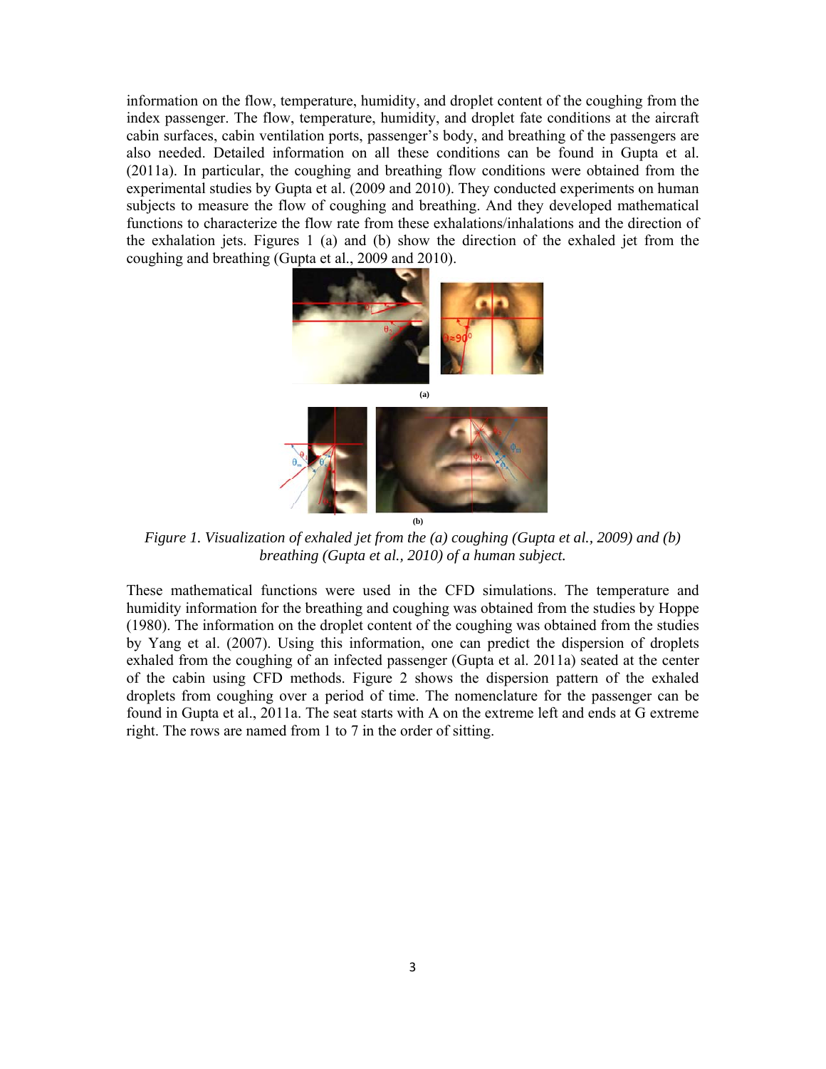information on the flow, temperature, humidity, and droplet content of the coughing from the index passenger. The flow, temperature, humidity, and droplet fate conditions at the aircraft cabin surfaces, cabin ventilation ports, passenger's body, and breathing of the passengers are also needed. Detailed information on all these conditions can be found in Gupta et al. (2011a). In particular, the coughing and breathing flow conditions were obtained from the experimental studies by Gupta et al. (2009 and 2010). They conducted experiments on human subjects to measure the flow of coughing and breathing. And they developed mathematical functions to characterize the flow rate from these exhalations/inhalations and the direction of the exhalation jets. Figures 1 (a) and (b) show the direction of the exhaled jet from the coughing and breathing (Gupta et al., 2009 and 2010).

*Figure 1. Visualization of exhaled jet from the (a) coughing (Gupta et al., 2009) and (b) breathing (Gupta et al., 2010) of a human subject.*

These mathematical functions were used in the CFD simulations. The temperature and humidity information for the breathing and coughing was obtained from the studies by Hoppe (1980). The information on the droplet content of the coughing was obtained from the studies by Yang et al. (2007). Using this information, one can predict the dispersion of droplets exhaled from the coughing of an infected passenger (Gupta et al. 2011a) seated at the center of the cabin using CFD methods. Figure 2 shows the dispersion pattern of the exhaled droplets from coughing over a period of time. The nomenclature for the passenger can be found in Gupta et al., 2011a. The seat starts with A on the extreme left and ends at G extreme right. The rows are named from 1 to 7 in the order of sitting.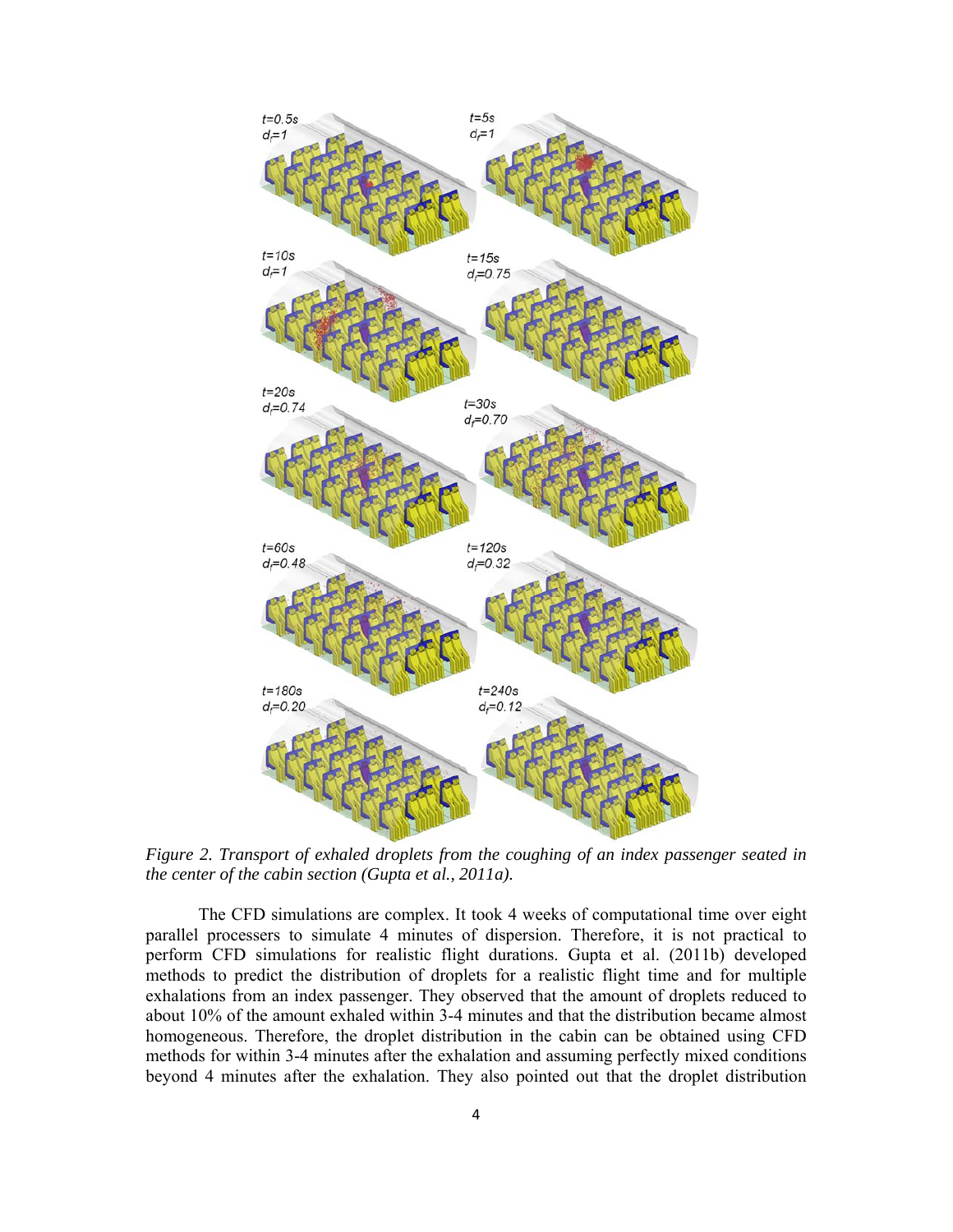*Figure 2. Transport of exhaled droplets from the coughing of an index passenger seated in the center of the cabin section (Gupta et al., 2011a).*

The CFD simulations are complex. It took 4 weeks of computational time over eight parallel processers to simulate 4 minutes of dispersion. Therefore, it is not practical to perform CFD simulations for realistic flight durations. Gupta et al. (2011b) developed methods to predict the distribution of droplets for a realistic flight time and for multiple exhalations from an index passenger. They observed that the amount of droplets reduced to about 10% of the amount exhaled within 3-4 minutes and that the distribution became almost homogeneous. Therefore, the droplet distribution in the cabin can be obtained using CFD methods for within 3-4 minutes after the exhalation and assuming perfectly mixed conditions beyond 4 minutes after the exhalation. They also pointed out that the droplet distribution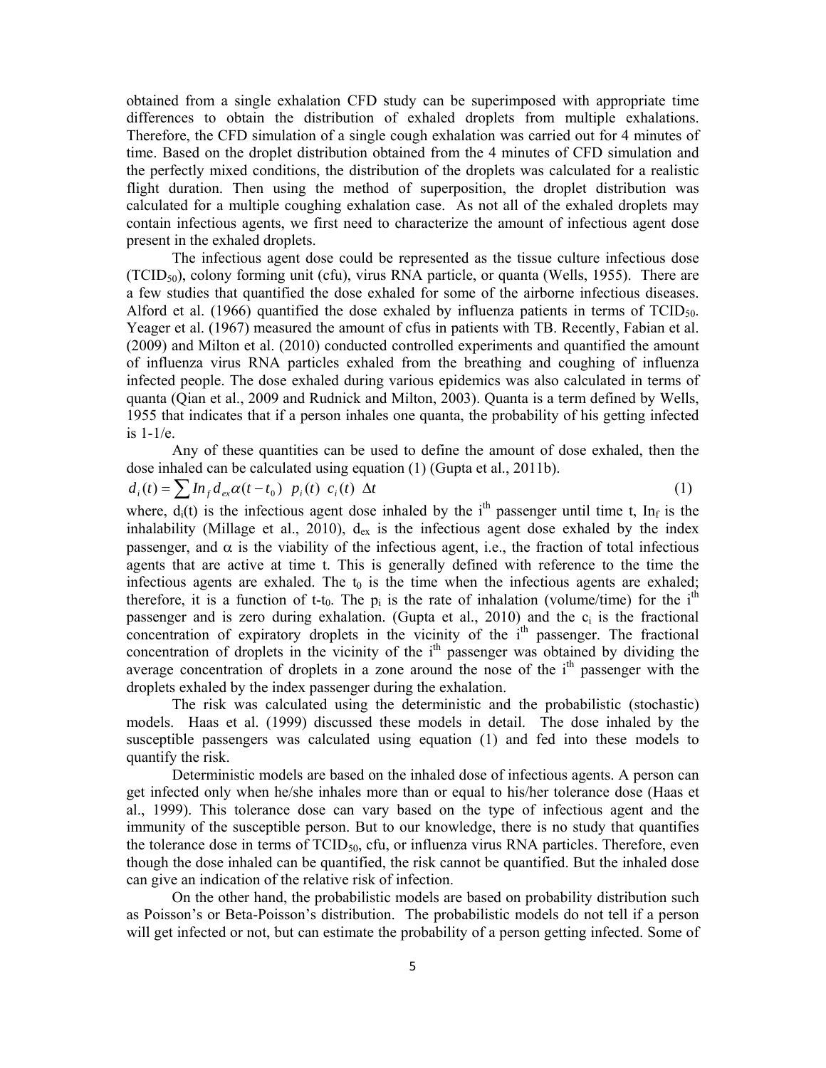obtained from a single exhalation CFD study can be superimposed with appropriate time differences to obtain the distribution of exhaled droplets from multiple exhalations. Therefore, the CFD simulation of a single cough exhalation was carried out for 4 minutes of time. Based on the droplet distribution obtained from the 4 minutes of CFD simulation and the perfectly mixed conditions, the distribution of the droplets was calculated for a realistic flight duration. Then using the method of superposition, the droplet distribution was calculated for a multiple coughing exhalation case. As not all of the exhaled droplets may contain infectious agents, we first need to characterize the amount of infectious agent dose present in the exhaled droplets.

The infectious agent dose could be represented as the tissue culture infectious dose ($TCID_{50}$), colony forming unit (cfu), virus RNA particle, or quanta (Wells, 1955). There are a few studies that quantified the dose exhaled for some of the airborne infectious diseases. Alford et al. (1966) quantified the dose exhaled by influenza patients in terms of $TCID_{50}$. Yeager et al. (1967) measured the amount of cfus in patients with TB. Recently, Fabian et al. (2009) and Milton et al. (2010) conducted controlled experiments and quantified the amount of influenza virus RNA particles exhaled from the breathing and coughing of influenza infected people. The dose exhaled during various epidemics was also calculated in terms of quanta (Qian et al., 2009 and Rudnick and Milton, 2003). Quanta is a term defined by Wells, 1955 that indicates that if a person inhales one quanta, the probability of his getting infected is 1-1/e.

Any of these quantities can be used to define the amount of dose exhaled, then the dose inhaled can be calculated using equation (1) (Gupta et al., 2011b).

$$d_i(t) = \sum In_f \, d_{ex} \alpha(t - t_0) \;\; p_i(t) \;\; c_i(t) \;\; \Delta t \tag{1}$$

where, $d_i(t)$ is the infectious agent dose inhaled by the $i^{th}$ passenger until time t, $In_f$ is the inhalability (Millage et al., 2010), $d_{ex}$ is the infectious agent dose exhaled by the index passenger, and $\alpha$ is the viability of the infectious agent, i.e., the fraction of total infectious agents that are active at time t. This is generally defined with reference to the time the infectious agents are exhaled. The $t_0$ is the time when the infectious agents are exhaled; therefore, it is a function of $t$-$t_0$. The $p_i$ is the rate of inhalation (volume/time) for the $i^{th}$ passenger and is zero during exhalation. (Gupta et al., 2010) and the $c_i$ is the fractional concentration of expiratory droplets in the vicinity of the $i^{th}$ passenger. The fractional concentration of droplets in the vicinity of the $i^{th}$ passenger was obtained by dividing the average concentration of droplets in a zone around the nose of the $i^{th}$ passenger with the droplets exhaled by the index passenger during the exhalation.

The risk was calculated using the deterministic and the probabilistic (stochastic) models. Haas et al. (1999) discussed these models in detail. The dose inhaled by the susceptible passengers was calculated using equation (1) and fed into these models to quantify the risk.

Deterministic models are based on the inhaled dose of infectious agents. A person can get infected only when he/she inhales more than or equal to his/her tolerance dose (Haas et al., 1999). This tolerance dose can vary based on the type of infectious agent and the immunity of the susceptible person. But to our knowledge, there is no study that quantifies the tolerance dose in terms of $TCID_{50}$, cfu, or influenza virus RNA particles. Therefore, even though the dose inhaled can be quantified, the risk cannot be quantified. But the inhaled dose can give an indication of the relative risk of infection.

On the other hand, the probabilistic models are based on probability distribution such as Poisson's or Beta-Poisson's distribution. The probabilistic models do not tell if a person will get infected or not, but can estimate the probability of a person getting infected. Some of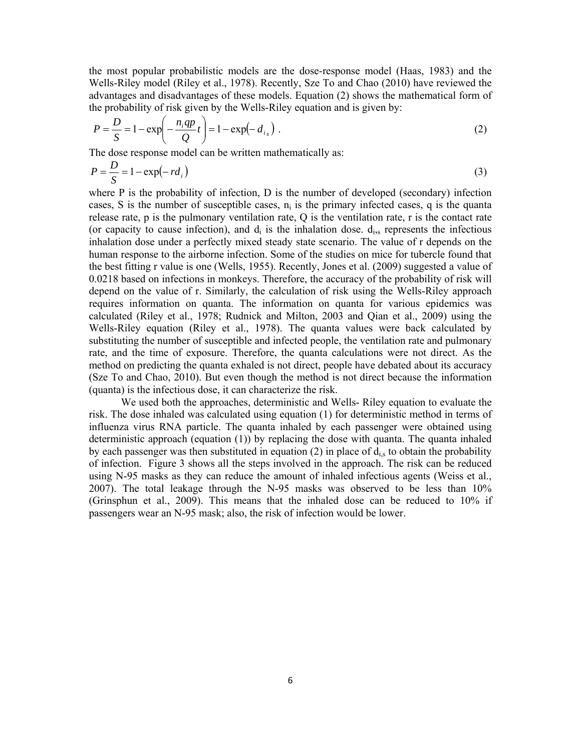the most popular probabilistic models are the dose-response model (Haas, 1983) and the Wells-Riley model (Riley et al., 1978). Recently, Sze To and Chao (2010) have reviewed the advantages and disadvantages of these models. Equation (2) shows the mathematical form of the probability of risk given by the Wells-Riley equation and is given by:

$$P = \frac{D}{S} = 1 - \exp\left(-\frac{n_i q p}{Q} t\right) = 1 - \exp\left(-d_{i\,s}\right) \ . \tag{2}$$

The dose response model can be written mathematically as:

$$P = \frac{D}{S} = 1 - \exp\left(-r d_i\right) \tag{3}$$

where P is the probability of infection, D is the number of developed (secondary) infection cases, S is the number of susceptible cases, $n_i$ is the primary infected cases, q is the quanta release rate, p is the pulmonary ventilation rate, Q is the ventilation rate, r is the contact rate (or capacity to cause infection), and $d_i$ is the inhalation dose. $d_{i,s}$ represents the infectious inhalation dose under a perfectly mixed steady state scenario. The value of r depends on the human response to the airborne infection. Some of the studies on mice for tubercle found that the best fitting r value is one (Wells, 1955). Recently, Jones et al. (2009) suggested a value of 0.0218 based on infections in monkeys. Therefore, the accuracy of the probability of risk will depend on the value of r. Similarly, the calculation of risk using the Wells-Riley approach requires information on quanta. The information on quanta for various epidemics was calculated (Riley et al., 1978; Rudnick and Milton, 2003 and Qian et al., 2009) using the Wells-Riley equation (Riley et al., 1978). The quanta values were back calculated by substituting the number of susceptible and infected people, the ventilation rate and pulmonary rate, and the time of exposure. Therefore, the quanta calculations were not direct. As the method on predicting the quanta exhaled is not direct, people have debated about its accuracy (Sze To and Chao, 2010). But even though the method is not direct because the information (quanta) is the infectious dose, it can characterize the risk.

We used both the approaches, deterministic and Wells- Riley equation to evaluate the risk. The dose inhaled was calculated using equation (1) for deterministic method in terms of influenza virus RNA particle. The quanta inhaled by each passenger were obtained using deterministic approach (equation (1)) by replacing the dose with quanta. The quanta inhaled by each passenger was then substituted in equation (2) in place of $d_{i,s}$ to obtain the probability of infection. Figure 3 shows all the steps involved in the approach. The risk can be reduced using N-95 masks as they can reduce the amount of inhaled infectious agents (Weiss et al., 2007). The total leakage through the N-95 masks was observed to be less than 10% (Grinsphun et al., 2009). This means that the inhaled dose can be reduced to 10% if passengers wear an N-95 mask; also, the risk of infection would be lower.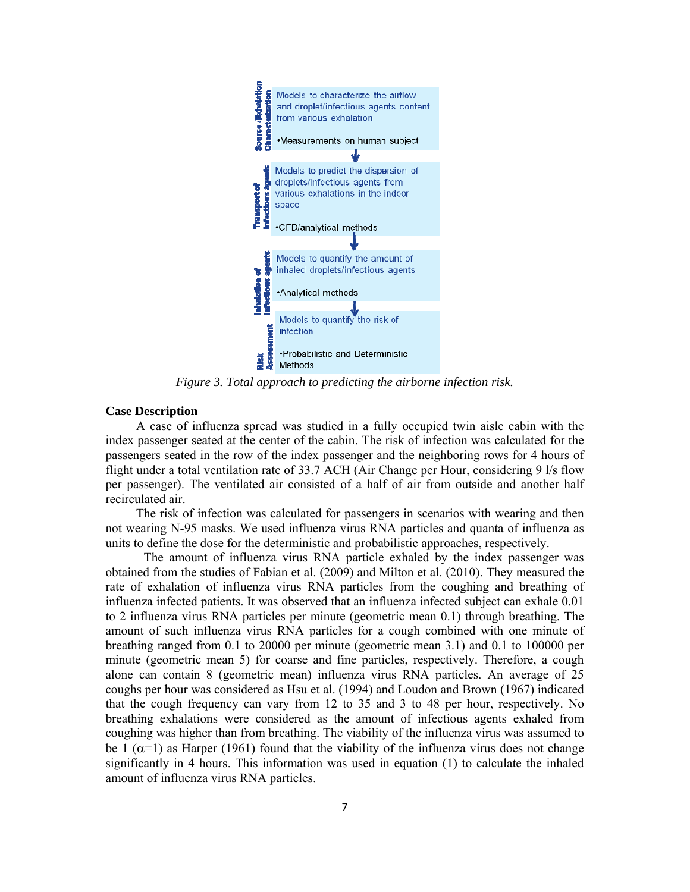Source /Exhalation Characterization

Models to characterize the airflow and droplet/infectious agents content from various exhalation

•Measurements on human subject

Transport of infectious agents

Models to predict the dispersion of droplets/infectious agents from various exhalations in the indoor space

•CFD/analytical methods

Inhalation of infectious agents

Models to quantify the amount of inhaled droplets/infectious agents

•Analytical methods

Risk Assessment

Models to quantify the risk of infection

•Probabilistic and Deterministic Methods

*Figure 3. Total approach to predicting the airborne infection risk.*

**Case Description**

A case of influenza spread was studied in a fully occupied twin aisle cabin with the index passenger seated at the center of the cabin. The risk of infection was calculated for the passengers seated in the row of the index passenger and the neighboring rows for 4 hours of flight under a total ventilation rate of 33.7 ACH (Air Change per Hour, considering 9 l/s flow per passenger). The ventilated air consisted of a half of air from outside and another half recirculated air.

The risk of infection was calculated for passengers in scenarios with wearing and then not wearing N-95 masks. We used influenza virus RNA particles and quanta of influenza as units to define the dose for the deterministic and probabilistic approaches, respectively.

The amount of influenza virus RNA particle exhaled by the index passenger was obtained from the studies of Fabian et al. (2009) and Milton et al. (2010). They measured the rate of exhalation of influenza virus RNA particles from the coughing and breathing of influenza infected patients. It was observed that an influenza infected subject can exhale 0.01 to 2 influenza virus RNA particles per minute (geometric mean 0.1) through breathing. The amount of such influenza virus RNA particles for a cough combined with one minute of breathing ranged from 0.1 to 20000 per minute (geometric mean 3.1) and 0.1 to 100000 per minute (geometric mean 5) for coarse and fine particles, respectively. Therefore, a cough alone can contain 8 (geometric mean) influenza virus RNA particles. An average of 25 coughs per hour was considered as Hsu et al. (1994) and Loudon and Brown (1967) indicated that the cough frequency can vary from 12 to 35 and 3 to 48 per hour, respectively. No breathing exhalations were considered as the amount of infectious agents exhaled from coughing was higher than from breathing. The viability of the influenza virus was assumed to be 1 ($\alpha$=1) as Harper (1961) found that the viability of the influenza virus does not change significantly in 4 hours. This information was used in equation (1) to calculate the inhaled amount of influenza virus RNA particles.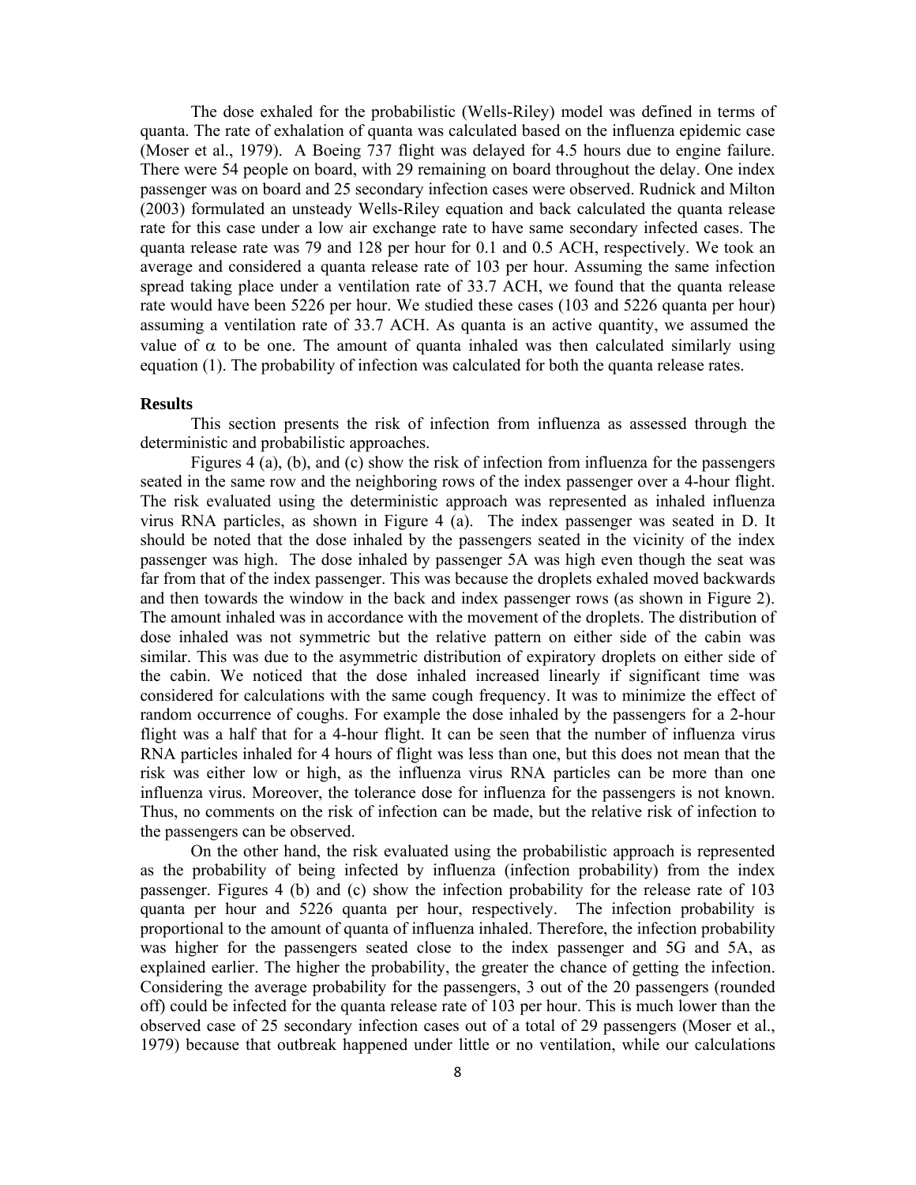The dose exhaled for the probabilistic (Wells-Riley) model was defined in terms of quanta. The rate of exhalation of quanta was calculated based on the influenza epidemic case (Moser et al., 1979). A Boeing 737 flight was delayed for 4.5 hours due to engine failure. There were 54 people on board, with 29 remaining on board throughout the delay. One index passenger was on board and 25 secondary infection cases were observed. Rudnick and Milton (2003) formulated an unsteady Wells-Riley equation and back calculated the quanta release rate for this case under a low air exchange rate to have same secondary infected cases. The quanta release rate was 79 and 128 per hour for 0.1 and 0.5 ACH, respectively. We took an average and considered a quanta release rate of 103 per hour. Assuming the same infection spread taking place under a ventilation rate of 33.7 ACH, we found that the quanta release rate would have been 5226 per hour. We studied these cases (103 and 5226 quanta per hour) assuming a ventilation rate of 33.7 ACH. As quanta is an active quantity, we assumed the value of $\alpha$ to be one. The amount of quanta inhaled was then calculated similarly using equation (1). The probability of infection was calculated for both the quanta release rates.

## Results

This section presents the risk of infection from influenza as assessed through the deterministic and probabilistic approaches.

Figures 4 (a), (b), and (c) show the risk of infection from influenza for the passengers seated in the same row and the neighboring rows of the index passenger over a 4-hour flight. The risk evaluated using the deterministic approach was represented as inhaled influenza virus RNA particles, as shown in Figure 4 (a). The index passenger was seated in D. It should be noted that the dose inhaled by the passengers seated in the vicinity of the index passenger was high. The dose inhaled by passenger 5A was high even though the seat was far from that of the index passenger. This was because the droplets exhaled moved backwards and then towards the window in the back and index passenger rows (as shown in Figure 2). The amount inhaled was in accordance with the movement of the droplets. The distribution of dose inhaled was not symmetric but the relative pattern on either side of the cabin was similar. This was due to the asymmetric distribution of expiratory droplets on either side of the cabin. We noticed that the dose inhaled increased linearly if significant time was considered for calculations with the same cough frequency. It was to minimize the effect of random occurrence of coughs. For example the dose inhaled by the passengers for a 2-hour flight was a half that for a 4-hour flight. It can be seen that the number of influenza virus RNA particles inhaled for 4 hours of flight was less than one, but this does not mean that the risk was either low or high, as the influenza virus RNA particles can be more than one influenza virus. Moreover, the tolerance dose for influenza for the passengers is not known. Thus, no comments on the risk of infection can be made, but the relative risk of infection to the passengers can be observed.

On the other hand, the risk evaluated using the probabilistic approach is represented as the probability of being infected by influenza (infection probability) from the index passenger. Figures 4 (b) and (c) show the infection probability for the release rate of 103 quanta per hour and 5226 quanta per hour, respectively. The infection probability is proportional to the amount of quanta of influenza inhaled. Therefore, the infection probability was higher for the passengers seated close to the index passenger and 5G and 5A, as explained earlier. The higher the probability, the greater the chance of getting the infection. Considering the average probability for the passengers, 3 out of the 20 passengers (rounded off) could be infected for the quanta release rate of 103 per hour. This is much lower than the observed case of 25 secondary infection cases out of a total of 29 passengers (Moser et al., 1979) because that outbreak happened under little or no ventilation, while our calculations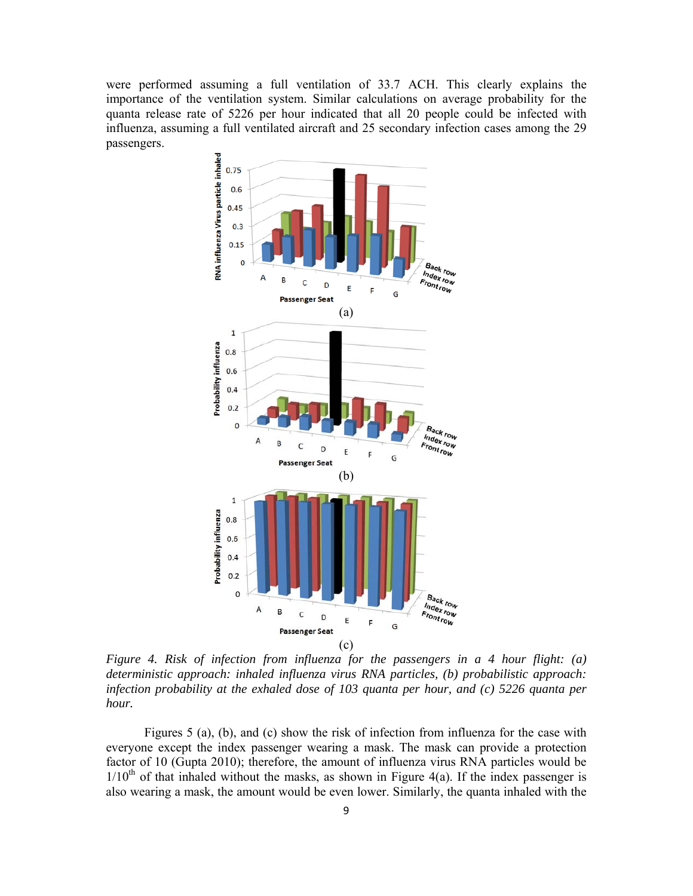were performed assuming a full ventilation of 33.7 ACH. This clearly explains the importance of the ventilation system. Similar calculations on average probability for the quanta release rate of 5226 per hour indicated that all 20 people could be infected with influenza, assuming a full ventilated aircraft and 25 secondary infection cases among the 29 passengers.

(a)

(b)

(c)

*Figure 4. Risk of infection from influenza for the passengers in a 4 hour flight: (a) deterministic approach: inhaled influenza virus RNA particles, (b) probabilistic approach: infection probability at the exhaled dose of 103 quanta per hour, and (c) 5226 quanta per hour.*

Figures 5 (a), (b), and (c) show the risk of infection from influenza for the case with everyone except the index passenger wearing a mask. The mask can provide a protection factor of 10 (Gupta 2010); therefore, the amount of influenza virus RNA particles would be $1/10^{th}$ of that inhaled without the masks, as shown in Figure 4(a). If the index passenger is also wearing a mask, the amount would be even lower. Similarly, the quanta inhaled with the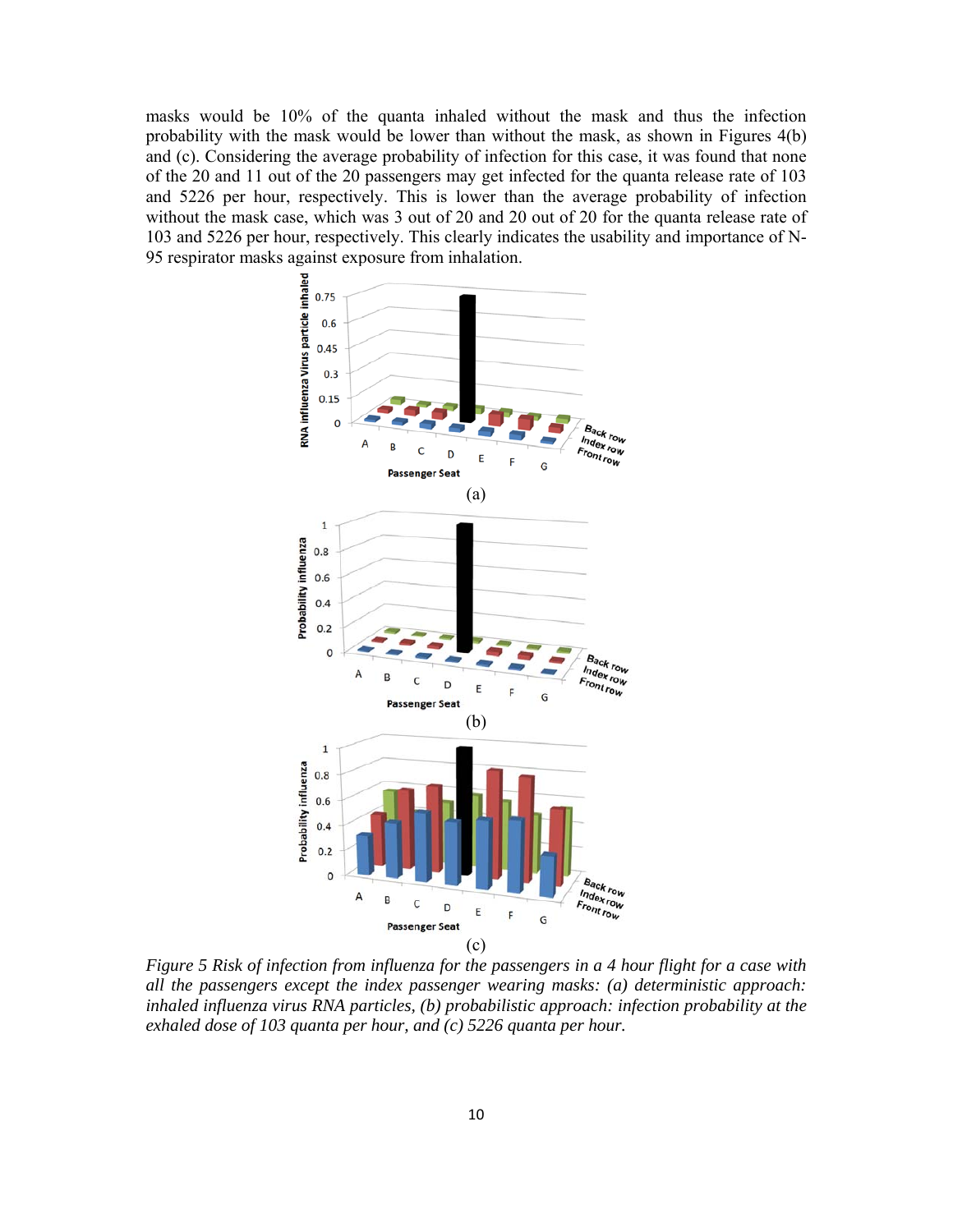masks would be 10% of the quanta inhaled without the mask and thus the infection probability with the mask would be lower than without the mask, as shown in Figures 4(b) and (c). Considering the average probability of infection for this case, it was found that none of the 20 and 11 out of the 20 passengers may get infected for the quanta release rate of 103 and 5226 per hour, respectively. This is lower than the average probability of infection without the mask case, which was 3 out of 20 and 20 out of 20 for the quanta release rate of 103 and 5226 per hour, respectively. This clearly indicates the usability and importance of N-95 respirator masks against exposure from inhalation.

*Figure 5 Risk of infection from influenza for the passengers in a 4 hour flight for a case with all the passengers except the index passenger wearing masks: (a) deterministic approach: inhaled influenza virus RNA particles, (b) probabilistic approach: infection probability at the exhaled dose of 103 quanta per hour, and (c) 5226 quanta per hour.*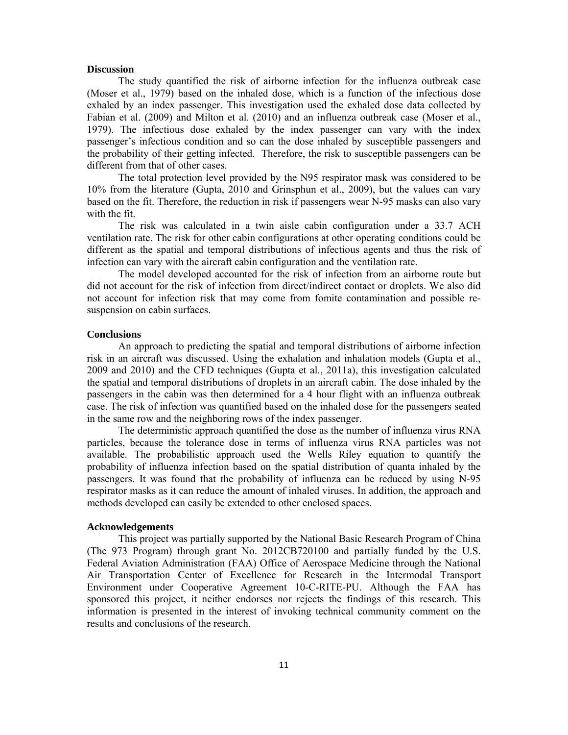## Discussion

The study quantified the risk of airborne infection for the influenza outbreak case (Moser et al., 1979) based on the inhaled dose, which is a function of the infectious dose exhaled by an index passenger. This investigation used the exhaled dose data collected by Fabian et al. (2009) and Milton et al. (2010) and an influenza outbreak case (Moser et al., 1979). The infectious dose exhaled by the index passenger can vary with the index passenger's infectious condition and so can the dose inhaled by susceptible passengers and the probability of their getting infected. Therefore, the risk to susceptible passengers can be different from that of other cases.

The total protection level provided by the N95 respirator mask was considered to be 10% from the literature (Gupta, 2010 and Grinsphun et al., 2009), but the values can vary based on the fit. Therefore, the reduction in risk if passengers wear N-95 masks can also vary with the fit.

The risk was calculated in a twin aisle cabin configuration under a 33.7 ACH ventilation rate. The risk for other cabin configurations at other operating conditions could be different as the spatial and temporal distributions of infectious agents and thus the risk of infection can vary with the aircraft cabin configuration and the ventilation rate.

The model developed accounted for the risk of infection from an airborne route but did not account for the risk of infection from direct/indirect contact or droplets. We also did not account for infection risk that may come from fomite contamination and possible re-suspension on cabin surfaces.

## Conclusions

An approach to predicting the spatial and temporal distributions of airborne infection risk in an aircraft was discussed. Using the exhalation and inhalation models (Gupta et al., 2009 and 2010) and the CFD techniques (Gupta et al., 2011a), this investigation calculated the spatial and temporal distributions of droplets in an aircraft cabin. The dose inhaled by the passengers in the cabin was then determined for a 4 hour flight with an influenza outbreak case. The risk of infection was quantified based on the inhaled dose for the passengers seated in the same row and the neighboring rows of the index passenger.

The deterministic approach quantified the dose as the number of influenza virus RNA particles, because the tolerance dose in terms of influenza virus RNA particles was not available. The probabilistic approach used the Wells Riley equation to quantify the probability of influenza infection based on the spatial distribution of quanta inhaled by the passengers. It was found that the probability of influenza can be reduced by using N-95 respirator masks as it can reduce the amount of inhaled viruses. In addition, the approach and methods developed can easily be extended to other enclosed spaces.

## Acknowledgements

This project was partially supported by the National Basic Research Program of China (The 973 Program) through grant No. 2012CB720100 and partially funded by the U.S. Federal Aviation Administration (FAA) Office of Aerospace Medicine through the National Air Transportation Center of Excellence for Research in the Intermodal Transport Environment under Cooperative Agreement 10-C-RITE-PU. Although the FAA has sponsored this project, it neither endorses nor rejects the findings of this research. This information is presented in the interest of invoking technical community comment on the results and conclusions of the research.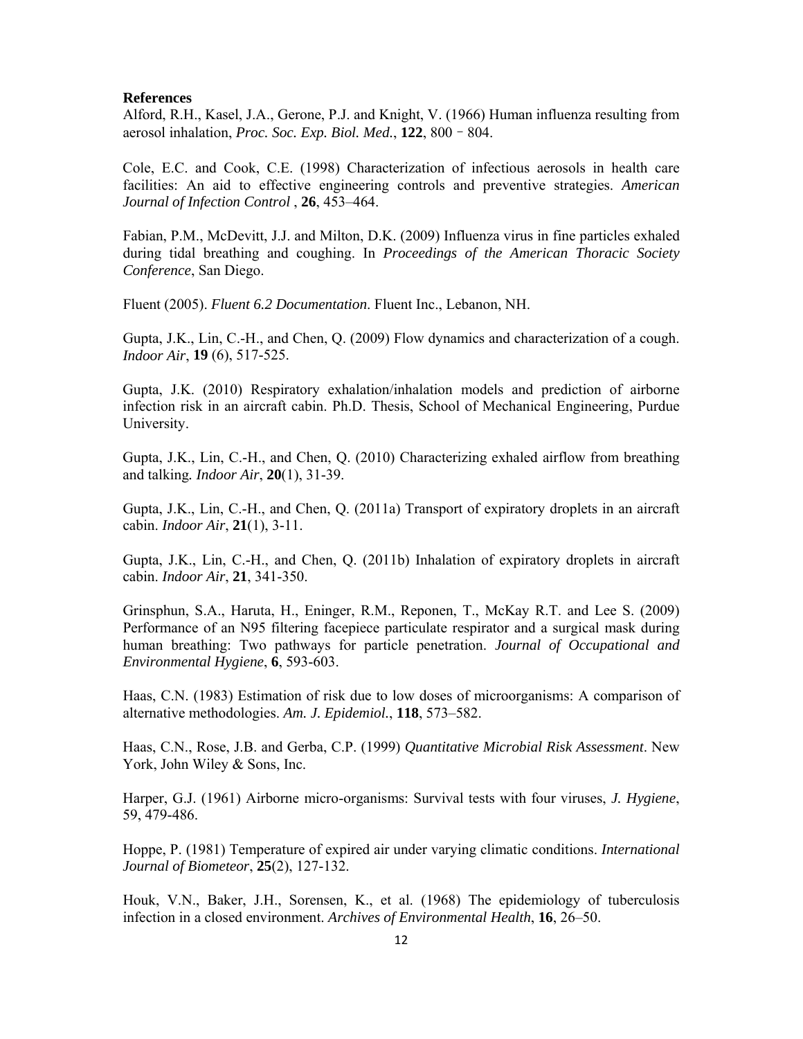**References**

Alford, R.H., Kasel, J.A., Gerone, P.J. and Knight, V. (1966) Human influenza resulting from aerosol inhalation, *Proc. Soc. Exp. Biol. Med.*, **122**, 800 – 804.

Cole, E.C. and Cook, C.E. (1998) Characterization of infectious aerosols in health care facilities: An aid to effective engineering controls and preventive strategies. *American Journal of Infection Control* , **26**, 453–464.

Fabian, P.M., McDevitt, J.J. and Milton, D.K. (2009) Influenza virus in fine particles exhaled during tidal breathing and coughing. In *Proceedings of the American Thoracic Society Conference*, San Diego.

Fluent (2005). *Fluent 6.2 Documentation*. Fluent Inc., Lebanon, NH.

Gupta, J.K., Lin, C.-H., and Chen, Q. (2009) Flow dynamics and characterization of a cough. *Indoor Air*, **19** (6), 517-525.

Gupta, J.K. (2010) Respiratory exhalation/inhalation models and prediction of airborne infection risk in an aircraft cabin. Ph.D. Thesis, School of Mechanical Engineering, Purdue University.

Gupta, J.K., Lin, C.-H., and Chen, Q. (2010) Characterizing exhaled airflow from breathing and talking*. Indoor Air*, **20**(1), 31-39.

Gupta, J.K., Lin, C.-H., and Chen, Q. (2011a) Transport of expiratory droplets in an aircraft cabin. *Indoor Air*, **21**(1), 3-11.

Gupta, J.K., Lin, C.-H., and Chen, Q. (2011b) Inhalation of expiratory droplets in aircraft cabin. *Indoor Air*, **21**, 341-350.

Grinsphun, S.A., Haruta, H., Eninger, R.M., Reponen, T., McKay R.T. and Lee S. (2009) Performance of an N95 filtering facepiece particulate respirator and a surgical mask during human breathing: Two pathways for particle penetration. *Journal of Occupational and Environmental Hygiene*, **6**, 593-603.

Haas, C.N. (1983) Estimation of risk due to low doses of microorganisms: A comparison of alternative methodologies. *Am. J. Epidemiol.*, **118**, 573–582.

Haas, C.N., Rose, J.B. and Gerba, C.P. (1999) *Quantitative Microbial Risk Assessment*. New York, John Wiley & Sons, Inc.

Harper, G.J. (1961) Airborne micro-organisms: Survival tests with four viruses, *J. Hygiene*, 59, 479-486.

Hoppe, P. (1981) Temperature of expired air under varying climatic conditions. *International Journal of Biometeor*, **25**(2), 127-132.

Houk, V.N., Baker, J.H., Sorensen, K., et al. (1968) The epidemiology of tuberculosis infection in a closed environment. *Archives of Environmental Health*, **16**, 26–50.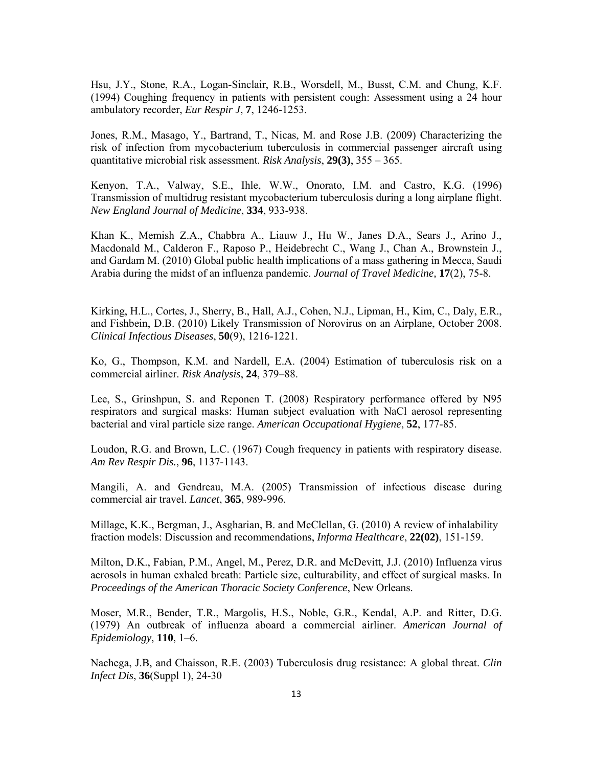Hsu, J.Y., Stone, R.A., Logan-Sinclair, R.B., Worsdell, M., Busst, C.M. and Chung, K.F. (1994) Coughing frequency in patients with persistent cough: Assessment using a 24 hour ambulatory recorder, *Eur Respir J*, **7**, 1246-1253.

Jones, R.M., Masago, Y., Bartrand, T., Nicas, M. and Rose J.B. (2009) Characterizing the risk of infection from mycobacterium tuberculosis in commercial passenger aircraft using quantitative microbial risk assessment. *Risk Analysis*, **29(3)**, 355 – 365.

Kenyon, T.A., Valway, S.E., Ihle, W.W., Onorato, I.M. and Castro, K.G. (1996) Transmission of multidrug resistant mycobacterium tuberculosis during a long airplane flight. *New England Journal of Medicine*, **334**, 933-938.

Khan K., Memish Z.A., Chabbra A., Liauw J., Hu W., Janes D.A., Sears J., Arino J., Macdonald M., Calderon F., Raposo P., Heidebrecht C., Wang J., Chan A., Brownstein J., and Gardam M. (2010) Global public health implications of a mass gathering in Mecca, Saudi Arabia during the midst of an influenza pandemic. *Journal of Travel Medicine,* **17**(2), 75-8.

Kirking, H.L., Cortes, J., Sherry, B., Hall, A.J., Cohen, N.J., Lipman, H., Kim, C., Daly, E.R., and Fishbein, D.B. (2010) Likely Transmission of Norovirus on an Airplane, October 2008. *Clinical Infectious Diseases*, **50**(9), 1216-1221.

Ko, G., Thompson, K.M. and Nardell, E.A. (2004) Estimation of tuberculosis risk on a commercial airliner. *Risk Analysis*, **24**, 379–88.

Lee, S., Grinshpun, S. and Reponen T. (2008) Respiratory performance offered by N95 respirators and surgical masks: Human subject evaluation with NaCl aerosol representing bacterial and viral particle size range. *American Occupational Hygiene*, **52**, 177-85.

Loudon, R.G. and Brown, L.C. (1967) Cough frequency in patients with respiratory disease. *Am Rev Respir Dis.*, **96**, 1137-1143.

Mangili, A. and Gendreau, M.A. (2005) Transmission of infectious disease during commercial air travel. *Lancet*, **365**, 989-996.

Millage, K.K., Bergman, J., Asgharian, B. and McClellan, G. (2010) A review of inhalability fraction models: Discussion and recommendations, *Informa Healthcare*, **22(02)**, 151-159.

Milton, D.K., Fabian, P.M., Angel, M., Perez, D.R. and McDevitt, J.J. (2010) Influenza virus aerosols in human exhaled breath: Particle size, culturability, and effect of surgical masks. In *Proceedings of the American Thoracic Society Conference*, New Orleans.

Moser, M.R., Bender, T.R., Margolis, H.S., Noble, G.R., Kendal, A.P. and Ritter, D.G. (1979) An outbreak of influenza aboard a commercial airliner. *American Journal of Epidemiology*, **110**, 1–6.

Nachega, J.B, and Chaisson, R.E. (2003) Tuberculosis drug resistance: A global threat. *Clin Infect Dis*, **36**(Suppl 1), 24-30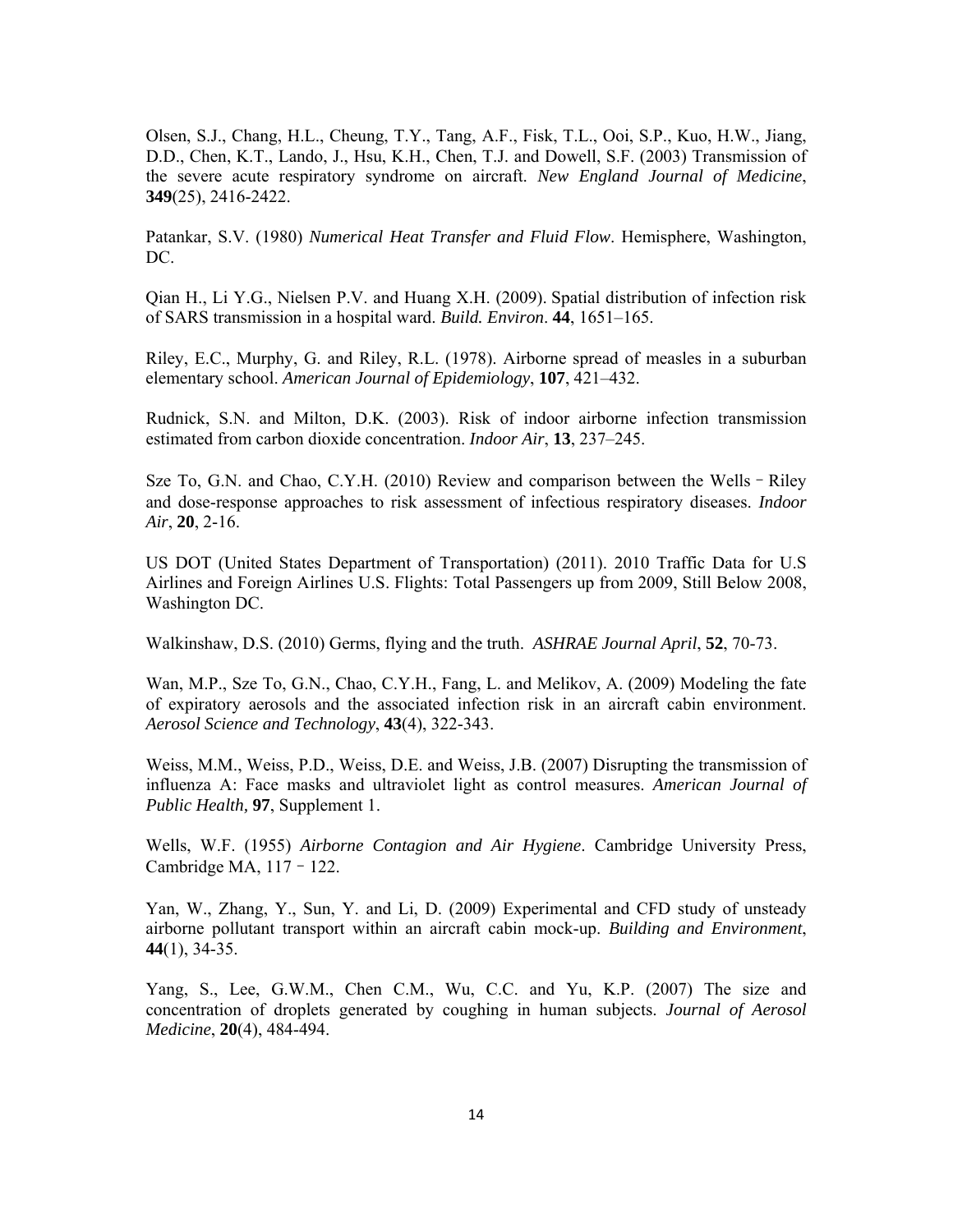Olsen, S.J., Chang, H.L., Cheung, T.Y., Tang, A.F., Fisk, T.L., Ooi, S.P., Kuo, H.W., Jiang, D.D., Chen, K.T., Lando, J., Hsu, K.H., Chen, T.J. and Dowell, S.F. (2003) Transmission of the severe acute respiratory syndrome on aircraft. *New England Journal of Medicine*, **349**(25), 2416-2422.

Patankar, S.V. (1980) *Numerical Heat Transfer and Fluid Flow*. Hemisphere, Washington, DC.

Qian H., Li Y.G., Nielsen P.V. and Huang X.H. (2009). Spatial distribution of infection risk of SARS transmission in a hospital ward. *Build. Environ*. **44**, 1651–165.

Riley, E.C., Murphy, G. and Riley, R.L. (1978). Airborne spread of measles in a suburban elementary school. *American Journal of Epidemiology*, **107**, 421–432.

Rudnick, S.N. and Milton, D.K. (2003). Risk of indoor airborne infection transmission estimated from carbon dioxide concentration. *Indoor Air*, **13**, 237–245.

Sze To, G.N. and Chao, C.Y.H. (2010) Review and comparison between the Wells–Riley and dose-response approaches to risk assessment of infectious respiratory diseases. *Indoor Air*, **20**, 2-16.

US DOT (United States Department of Transportation) (2011). 2010 Traffic Data for U.S Airlines and Foreign Airlines U.S. Flights: Total Passengers up from 2009, Still Below 2008, Washington DC.

Walkinshaw, D.S. (2010) Germs, flying and the truth. *ASHRAE Journal April*, **52**, 70-73.

Wan, M.P., Sze To, G.N., Chao, C.Y.H., Fang, L. and Melikov, A. (2009) Modeling the fate of expiratory aerosols and the associated infection risk in an aircraft cabin environment. *Aerosol Science and Technology*, **43**(4), 322-343.

Weiss, M.M., Weiss, P.D., Weiss, D.E. and Weiss, J.B. (2007) Disrupting the transmission of influenza A: Face masks and ultraviolet light as control measures. *American Journal of Public Health,* **97**, Supplement 1.

Wells, W.F. (1955) *Airborne Contagion and Air Hygiene*. Cambridge University Press, Cambridge MA, 117–122.

Yan, W., Zhang, Y., Sun, Y. and Li, D. (2009) Experimental and CFD study of unsteady airborne pollutant transport within an aircraft cabin mock-up. *Building and Environment*, **44**(1), 34-35.

Yang, S., Lee, G.W.M., Chen C.M., Wu, C.C. and Yu, K.P. (2007) The size and concentration of droplets generated by coughing in human subjects. *Journal of Aerosol Medicine*, **20**(4), 484-494.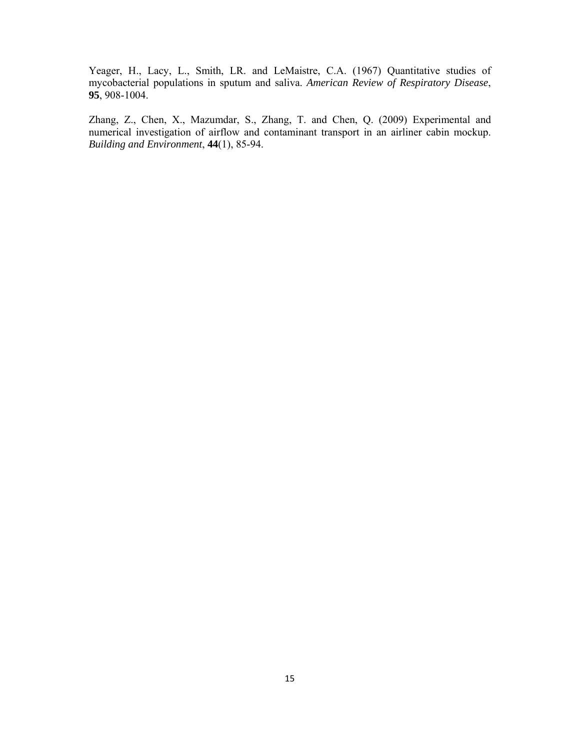Yeager, H., Lacy, L., Smith, LR. and LeMaistre, C.A. (1967) Quantitative studies of mycobacterial populations in sputum and saliva. *American Review of Respiratory Disease*, **95**, 908-1004.

Zhang, Z., Chen, X., Mazumdar, S., Zhang, T. and Chen, Q. (2009) Experimental and numerical investigation of airflow and contaminant transport in an airliner cabin mockup. *Building and Environment*, **44**(1), 85-94.